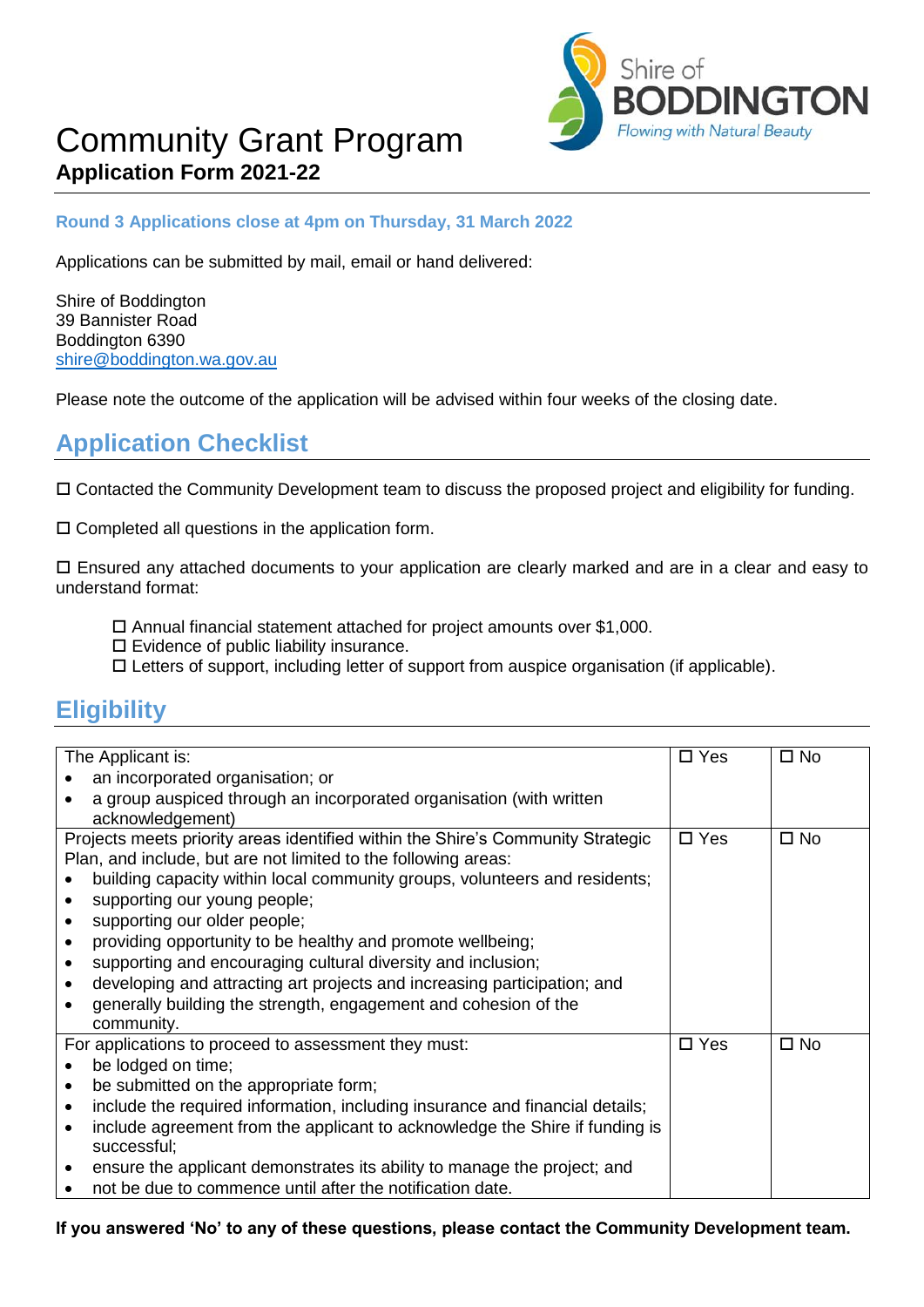# Community Grant Program
**Application Form 2021-22**

Shire of BODDINGTON
*Flowing with Natural Beauty*

**Round 3 Applications close at 4pm on Thursday, 31 March 2022**

Applications can be submitted by mail, email or hand delivered:

Shire of Boddington
39 Bannister Road
Boddington 6390
shire@boddington.wa.gov.au

Please note the outcome of the application will be advised within four weeks of the closing date.

## Application Checklist

☐ Contacted the Community Development team to discuss the proposed project and eligibility for funding.

☐ Completed all questions in the application form.

☐ Ensured any attached documents to your application are clearly marked and are in a clear and easy to understand format:

- ☐ Annual financial statement attached for project amounts over $1,000.
- ☐ Evidence of public liability insurance.
- ☐ Letters of support, including letter of support from auspice organisation (if applicable).

## Eligibility

| The Applicant is: | | |
|---|---|---|
| The Applicant is:<br>• an incorporated organisation; or<br>• a group auspiced through an incorporated organisation (with written acknowledgement) | ☐ Yes | ☐ No |
| Projects meets priority areas identified within the Shire's Community Strategic Plan, and include, but are not limited to the following areas:<br>• building capacity within local community groups, volunteers and residents;<br>• supporting our young people;<br>• supporting our older people;<br>• providing opportunity to be healthy and promote wellbeing;<br>• supporting and encouraging cultural diversity and inclusion;<br>• developing and attracting art projects and increasing participation; and<br>• generally building the strength, engagement and cohesion of the community. | ☐ Yes | ☐ No |
| For applications to proceed to assessment they must:<br>• be lodged on time;<br>• be submitted on the appropriate form;<br>• include the required information, including insurance and financial details;<br>• include agreement from the applicant to acknowledge the Shire if funding is successful;<br>• ensure the applicant demonstrates its ability to manage the project; and<br>• not be due to commence until after the notification date. | ☐ Yes | ☐ No |

**If you answered 'No' to any of these questions, please contact the Community Development team.**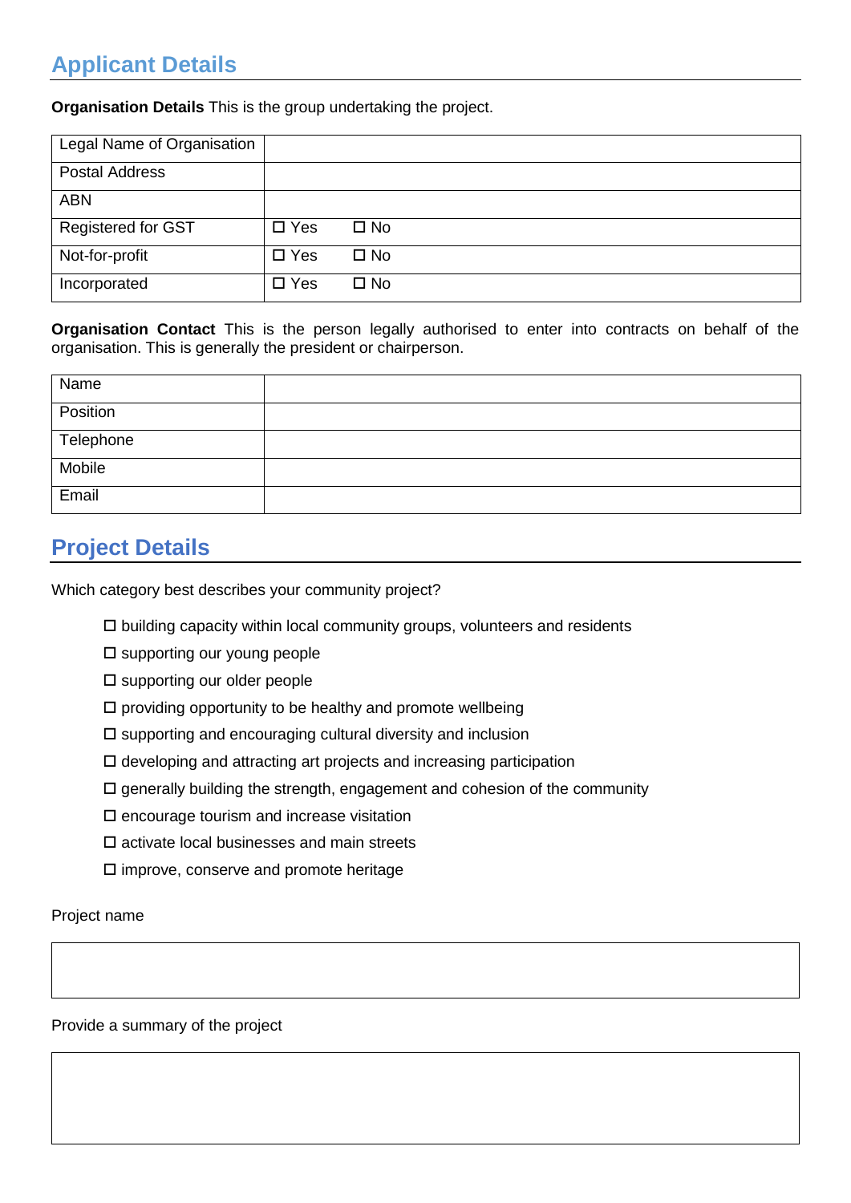## Applicant Details

**Organisation Details** This is the group undertaking the project.

| Legal Name of Organisation | |
|---|---|
| Postal Address | |
| ABN | |
| Registered for GST | ☐ Yes ☐ No |
| Not-for-profit | ☐ Yes ☐ No |
| Incorporated | ☐ Yes ☐ No |

**Organisation Contact** This is the person legally authorised to enter into contracts on behalf of the organisation. This is generally the president or chairperson.

| Name | |
|---|---|
| Position | |
| Telephone | |
| Mobile | |
| Email | |

## Project Details

Which category best describes your community project?

- ☐ building capacity within local community groups, volunteers and residents
- ☐ supporting our young people
- ☐ supporting our older people
- ☐ providing opportunity to be healthy and promote wellbeing
- ☐ supporting and encouraging cultural diversity and inclusion
- ☐ developing and attracting art projects and increasing participation
- ☐ generally building the strength, engagement and cohesion of the community
- ☐ encourage tourism and increase visitation
- ☐ activate local businesses and main streets
- ☐ improve, conserve and promote heritage

Project name

| |
|---|

Provide a summary of the project

| |
|---|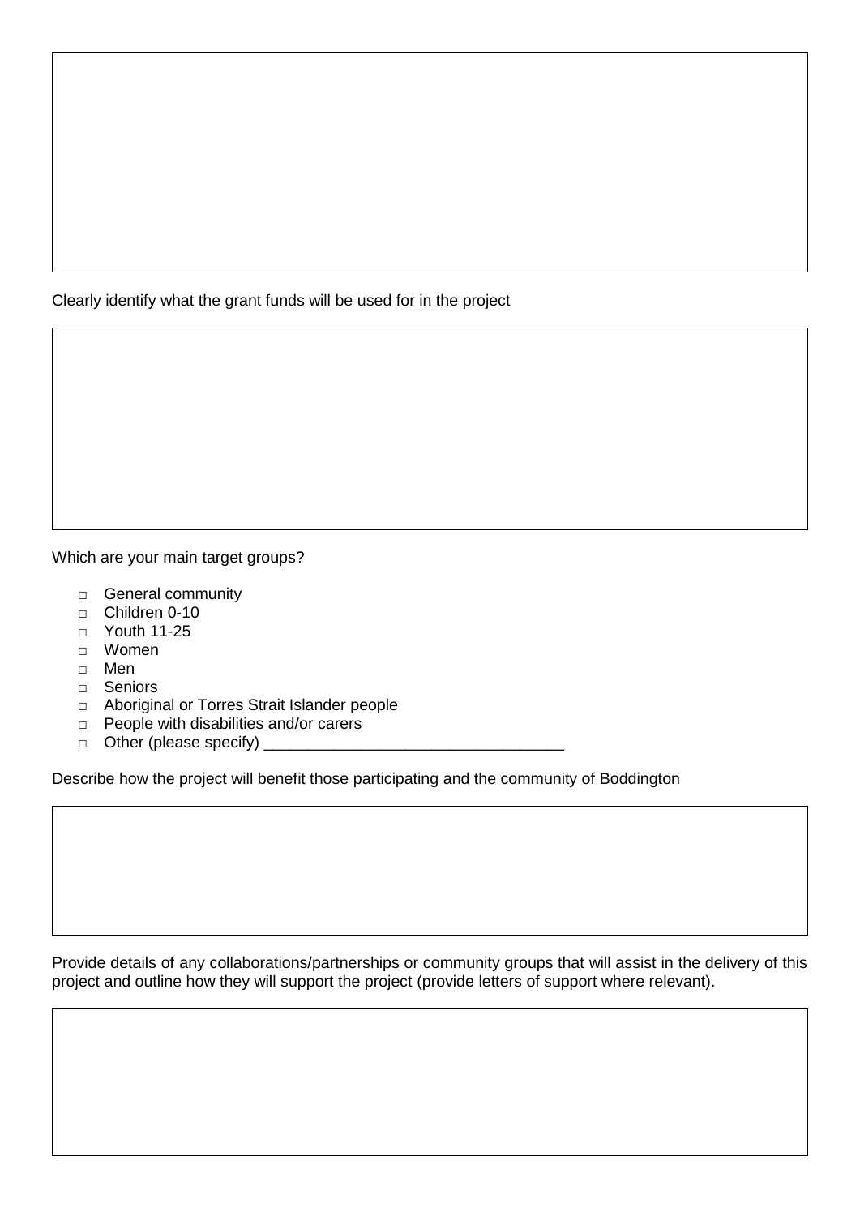Clearly identify what the grant funds will be used for in the project

Which are your main target groups?

- □ General community
- □ Children 0-10
- □ Youth 11-25
- □ Women
- □ Men
- □ Seniors
- □ Aboriginal or Torres Strait Islander people
- □ People with disabilities and/or carers
- □ Other (please specify) ___________________________________

Describe how the project will benefit those participating and the community of Boddington

Provide details of any collaborations/partnerships or community groups that will assist in the delivery of this project and outline how they will support the project (provide letters of support where relevant).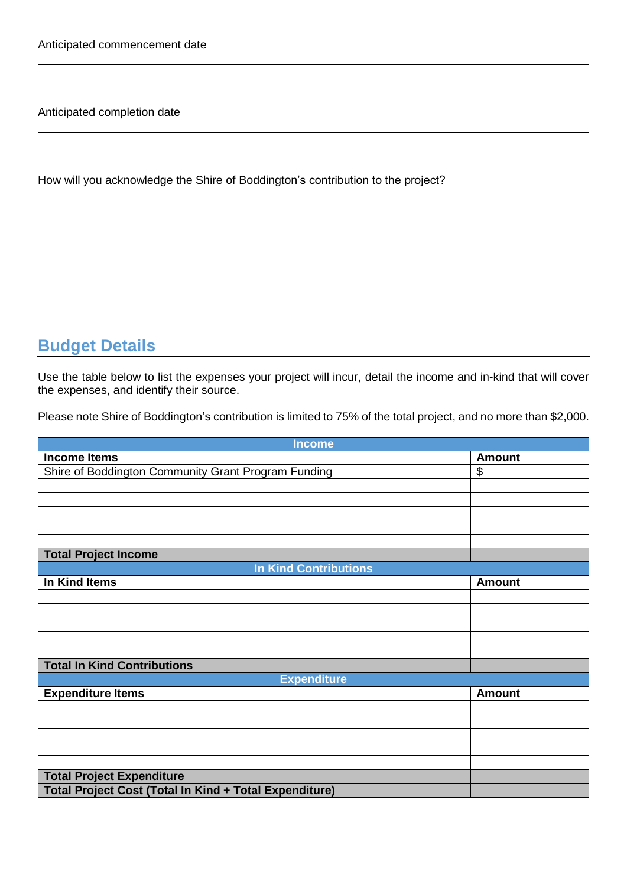Anticipated commencement date

Anticipated completion date

How will you acknowledge the Shire of Boddington's contribution to the project?

## Budget Details

Use the table below to list the expenses your project will incur, detail the income and in-kind that will cover the expenses, and identify their source.

Please note Shire of Boddington's contribution is limited to 75% of the total project, and no more than $2,000.

| Income | |
|---|---|
| **Income Items** | **Amount** |
| Shire of Boddington Community Grant Program Funding | $ |
| | |
| | |
| | |
| | |
| | |
| **Total Project Income** | |
| **In Kind Contributions** | |
| **In Kind Items** | **Amount** |
| | |
| | |
| | |
| | |
| | |
| **Total In Kind Contributions** | |
| **Expenditure** | |
| **Expenditure Items** | **Amount** |
| | |
| | |
| | |
| | |
| | |
| **Total Project Expenditure** | |
| **Total Project Cost (Total In Kind + Total Expenditure)** | |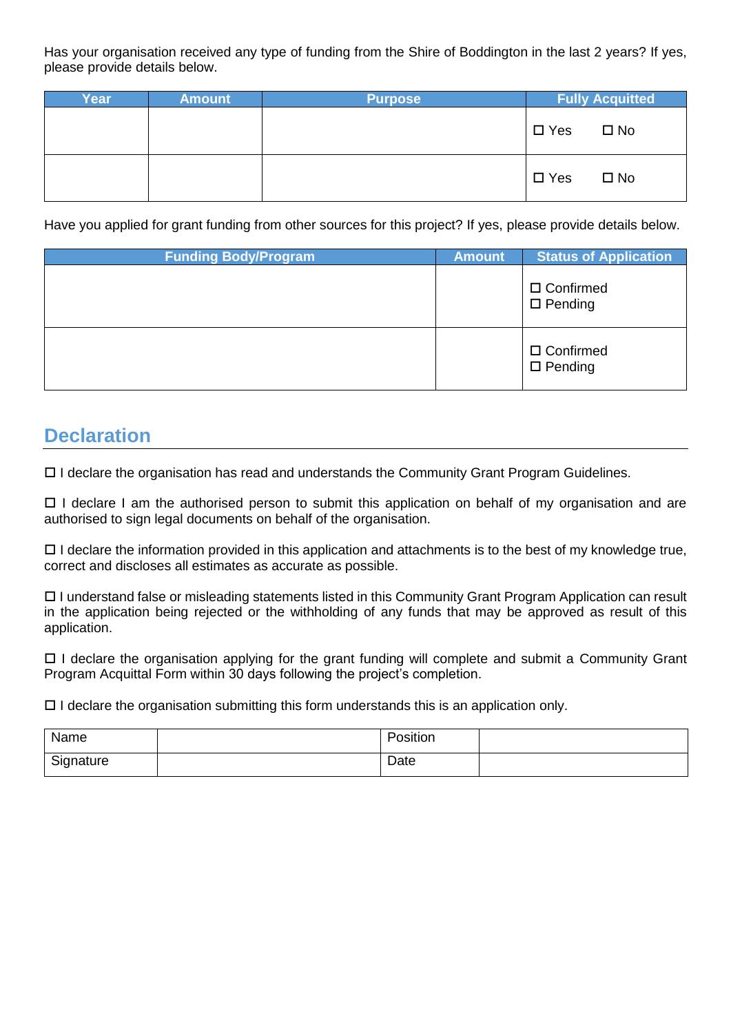Has your organisation received any type of funding from the Shire of Boddington in the last 2 years? If yes, please provide details below.

| Year | Amount | Purpose | Fully Acquitted |
|---|---|---|---|
| | | | ☐ Yes ☐ No |
| | | | ☐ Yes ☐ No |

Have you applied for grant funding from other sources for this project? If yes, please provide details below.

| Funding Body/Program | Amount | Status of Application |
|---|---|---|
| | | ☐ Confirmed<br>☐ Pending |
| | | ☐ Confirmed<br>☐ Pending |

## Declaration

☐ I declare the organisation has read and understands the Community Grant Program Guidelines.

☐ I declare I am the authorised person to submit this application on behalf of my organisation and are authorised to sign legal documents on behalf of the organisation.

☐ I declare the information provided in this application and attachments is to the best of my knowledge true, correct and discloses all estimates as accurate as possible.

☐ I understand false or misleading statements listed in this Community Grant Program Application can result in the application being rejected or the withholding of any funds that may be approved as result of this application.

☐ I declare the organisation applying for the grant funding will complete and submit a Community Grant Program Acquittal Form within 30 days following the project's completion.

☐ I declare the organisation submitting this form understands this is an application only.

| | | | |
|---|---|---|---|
| Name | | Position | |
| Signature | | Date | |